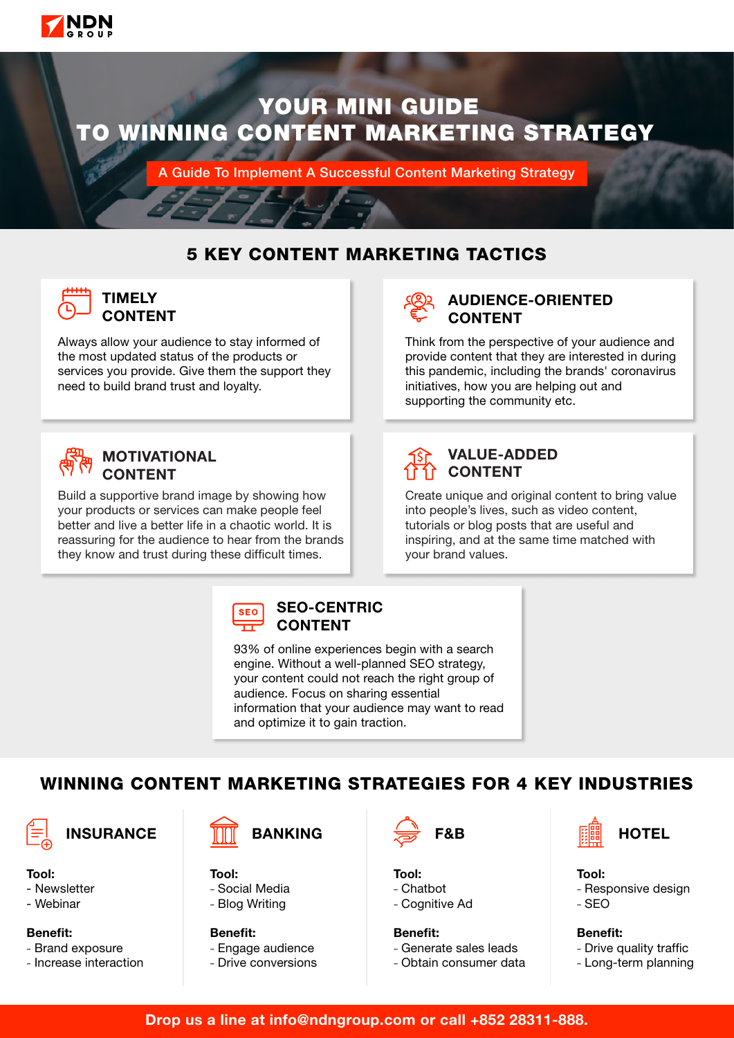NDN GROUP

# YOUR MINI GUIDE TO WINNING CONTENT MARKETING STRATEGY

A Guide To Implement A Successful Content Marketing Strategy

## 5 KEY CONTENT MARKETING TACTICS

### TIMELY CONTENT

Always allow your audience to stay informed of the most updated status of the products or services you provide. Give them the support they need to build brand trust and loyalty.

### AUDIENCE-ORIENTED CONTENT

Think from the perspective of your audience and provide content that they are interested in during this pandemic, including the brands' coronavirus initiatives, how you are helping out and supporting the community etc.

### MOTIVATIONAL CONTENT

Build a supportive brand image by showing how your products or services can make people feel better and live a better life in a chaotic world. It is reassuring for the audience to hear from the brands they know and trust during these difficult times.

### VALUE-ADDED CONTENT

Create unique and original content to bring value into people's lives, such as video content, tutorials or blog posts that are useful and inspiring, and at the same time matched with your brand values.

### SEO-CENTRIC CONTENT

93% of online experiences begin with a search engine. Without a well-planned SEO strategy, your content could not reach the right group of audience. Focus on sharing essential information that your audience may want to read and optimize it to gain traction.

## WINNING CONTENT MARKETING STRATEGIES FOR 4 KEY INDUSTRIES

### INSURANCE

**Tool:**
- Newsletter
- Webinar

**Benefit:**
- Brand exposure
- Increase interaction

### BANKING

**Tool:**
- Social Media
- Blog Writing

**Benefit:**
- Engage audience
- Drive conversions

### F&B

**Tool:**
- Chatbot
- Cognitive Ad

**Benefit:**
- Generate sales leads
- Obtain consumer data

### HOTEL

**Tool:**
- Responsive design
- SEO

**Benefit:**
- Drive quality traffic
- Long-term planning

**Drop us a line at info@ndngroup.com or call +852 28311-888.**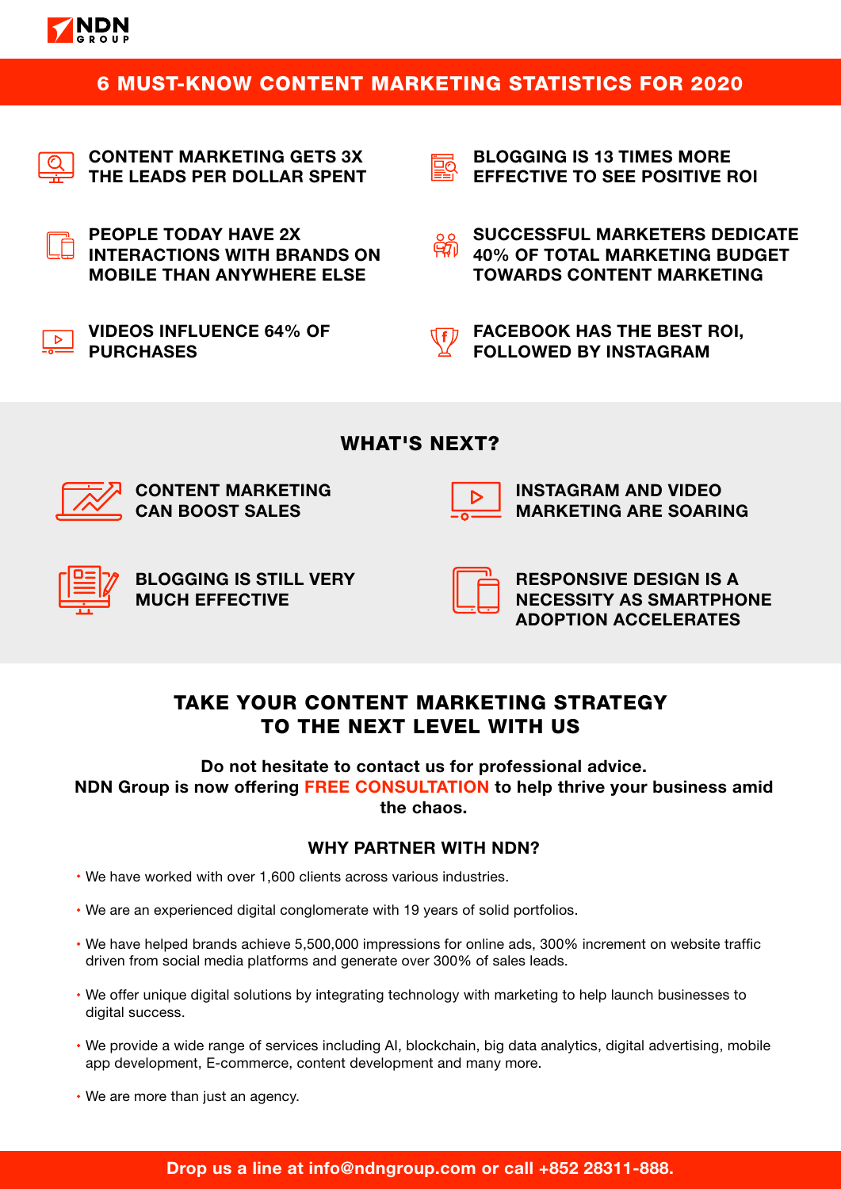# 6 MUST-KNOW CONTENT MARKETING STATISTICS FOR 2020

**CONTENT MARKETING GETS 3X THE LEADS PER DOLLAR SPENT**

**PEOPLE TODAY HAVE 2X INTERACTIONS WITH BRANDS ON MOBILE THAN ANYWHERE ELSE**

**VIDEOS INFLUENCE 64% OF PURCHASES**

**BLOGGING IS 13 TIMES MORE EFFECTIVE TO SEE POSITIVE ROI**

**SUCCESSFUL MARKETERS DEDICATE 40% OF TOTAL MARKETING BUDGET TOWARDS CONTENT MARKETING**

**FACEBOOK HAS THE BEST ROI, FOLLOWED BY INSTAGRAM**

## WHAT'S NEXT?

**CONTENT MARKETING CAN BOOST SALES**

**BLOGGING IS STILL VERY MUCH EFFECTIVE**

**INSTAGRAM AND VIDEO MARKETING ARE SOARING**

**RESPONSIVE DESIGN IS A NECESSITY AS SMARTPHONE ADOPTION ACCELERATES**

## TAKE YOUR CONTENT MARKETING STRATEGY TO THE NEXT LEVEL WITH US

**Do not hesitate to contact us for professional advice.**
**NDN Group is now offering FREE CONSULTATION to help thrive your business amid the chaos.**

### WHY PARTNER WITH NDN?

- We have worked with over 1,600 clients across various industries.
- We are an experienced digital conglomerate with 19 years of solid portfolios.
- We have helped brands achieve 5,500,000 impressions for online ads, 300% increment on website traffic driven from social media platforms and generate over 300% of sales leads.
- We offer unique digital solutions by integrating technology with marketing to help launch businesses to digital success.
- We provide a wide range of services including AI, blockchain, big data analytics, digital advertising, mobile app development, E-commerce, content development and many more.
- We are more than just an agency.

**Drop us a line at info@ndngroup.com or call +852 28311-888.**